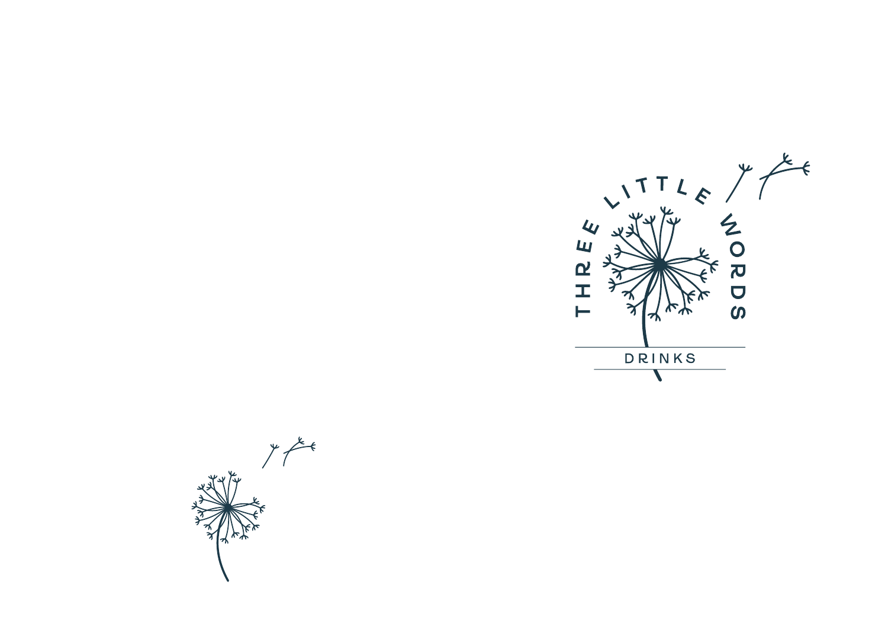# THREE LITTLE WORDS

DRINKS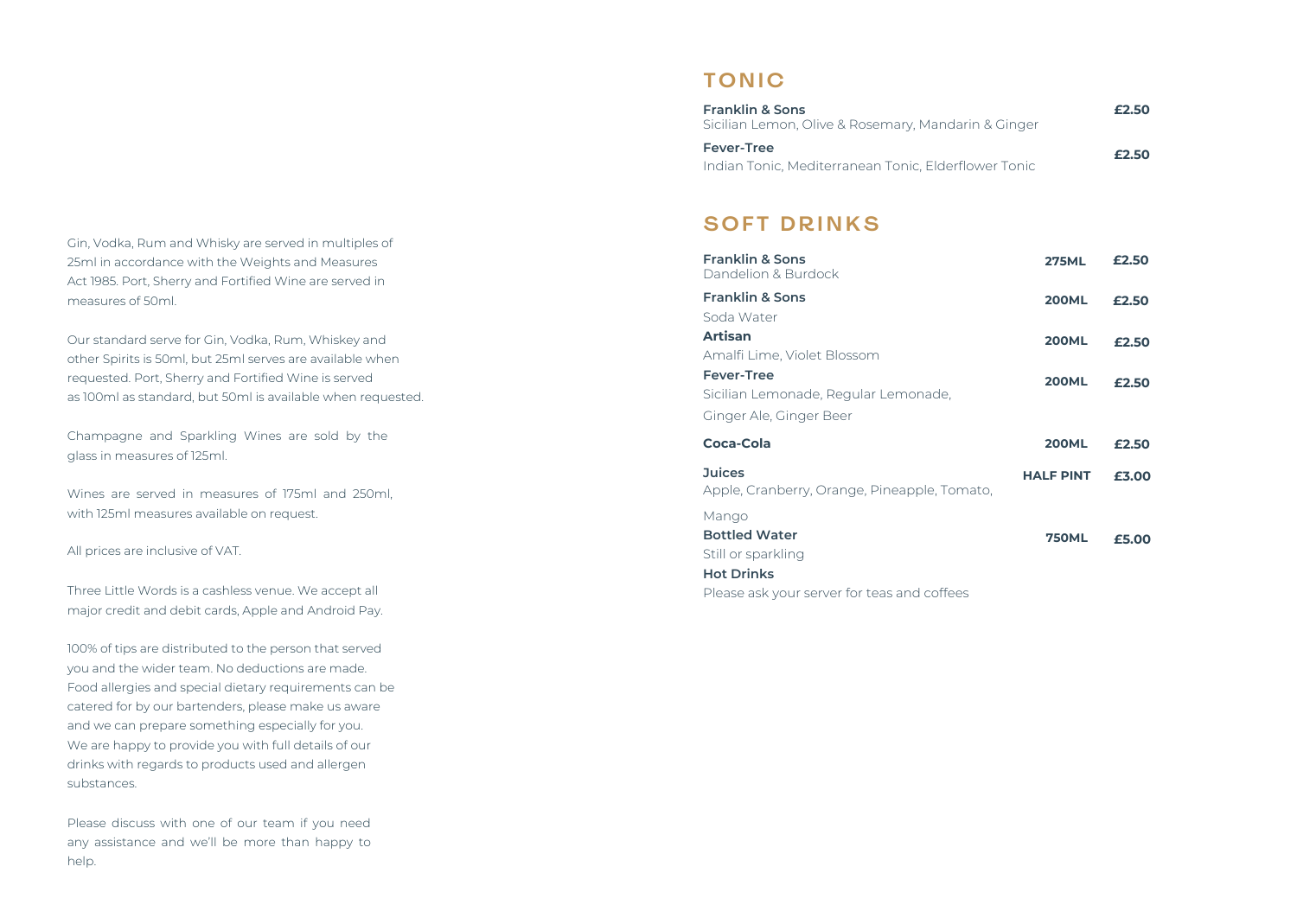Gin, Vodka, Rum and Whisky are served in multiples of 25ml in accordance with the Weights and Measures Act 1985. Port, Sherry and Fortified Wine are served in measures of 50ml.

Our standard serve for Gin, Vodka, Rum, Whiskey and other Spirits is 50ml, but 25ml serves are available when requested. Port, Sherry and Fortified Wine is served as 100ml as standard, but 50ml is available when requested.

Champagne and Sparkling Wines are sold by the glass in measures of 125ml.

Wines are served in measures of 175ml and 250ml, with 125ml measures available on request.

All prices are inclusive of VAT.

Three Little Words is a cashless venue. We accept all major credit and debit cards, Apple and Android Pay.

100% of tips are distributed to the person that served you and the wider team. No deductions are made. Food allergies and special dietary requirements can be catered for by our bartenders, please make us aware and we can prepare something especially for you. We are happy to provide you with full details of our drinks with regards to products used and allergen substances.

Please discuss with one of our team if you need any assistance and we'll be more than happy to help.

## TONIC

| | |
|---|---|
| **Franklin & Sons**<br>Sicilian Lemon, Olive & Rosemary, Mandarin & Ginger | **£2.50** |
| **Fever-Tree**<br>Indian Tonic, Mediterranean Tonic, Elderflower Tonic | **£2.50** |

## SOFT DRINKS

| | | |
|---|---|---|
| **Franklin & Sons**<br>Dandelion & Burdock | **275ML** | **£2.50** |
| **Franklin & Sons**<br>Soda Water | **200ML** | **£2.50** |
| **Artisan**<br>Amalfi Lime, Violet Blossom | **200ML** | **£2.50** |
| **Fever-Tree**<br>Sicilian Lemonade, Regular Lemonade, Ginger Ale, Ginger Beer | **200ML** | **£2.50** |
| **Coca-Cola** | **200ML** | **£2.50** |
| **Juices**<br>Apple, Cranberry, Orange, Pineapple, Tomato, Mango | **HALF PINT** | **£3.00** |
| **Bottled Water**<br>Still or sparkling | **750ML** | **£5.00** |
| **Hot Drinks**<br>Please ask your server for teas and coffees | | |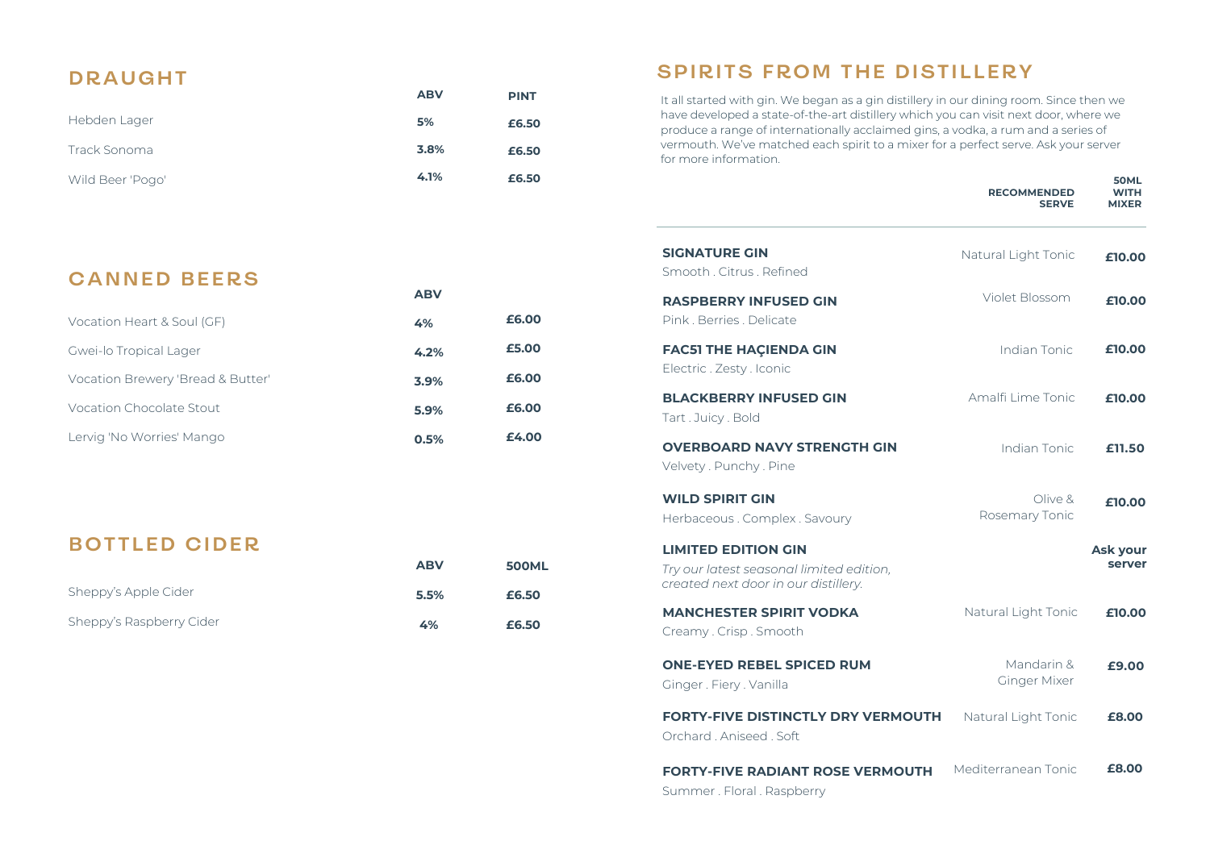## DRAUGHT

| | ABV | PINT |
|---|---|---|
| Hebden Lager | 5% | £6.50 |
| Track Sonoma | 3.8% | £6.50 |
| Wild Beer 'Pogo' | 4.1% | £6.50 |

## CANNED BEERS

| | ABV | |
|---|---|---|
| Vocation Heart & Soul (GF) | 4% | £6.00 |
| Gwei-lo Tropical Lager | 4.2% | £5.00 |
| Vocation Brewery 'Bread & Butter' | 3.9% | £6.00 |
| Vocation Chocolate Stout | 5.9% | £6.00 |
| Lervig 'No Worries' Mango | 0.5% | £4.00 |

## BOTTLED CIDER

| | ABV | 500ML |
|---|---|---|
| Sheppy's Apple Cider | 5.5% | £6.50 |
| Sheppy's Raspberry Cider | 4% | £6.50 |

## SPIRITS FROM THE DISTILLERY

It all started with gin. We began as a gin distillery in our dining room. Since then we have developed a state-of-the-art distillery which you can visit next door, where we produce a range of internationally acclaimed gins, a vodka, a rum and a series of vermouth. We've matched each spirit to a mixer for a perfect serve. Ask your server for more information.

| | RECOMMENDED SERVE | 50ML WITH MIXER |
|---|---|---|
| **SIGNATURE GIN**<br>Smooth . Citrus . Refined | Natural Light Tonic | £10.00 |
| **RASPBERRY INFUSED GIN**<br>Pink . Berries . Delicate | Violet Blossom | £10.00 |
| **FAC51 THE HAÇIENDA GIN**<br>Electric . Zesty . Iconic | Indian Tonic | £10.00 |
| **BLACKBERRY INFUSED GIN**<br>Tart . Juicy . Bold | Amalfi Lime Tonic | £10.00 |
| **OVERBOARD NAVY STRENGTH GIN**<br>Velvety . Punchy . Pine | Indian Tonic | £11.50 |
| **WILD SPIRIT GIN**<br>Herbaceous . Complex . Savoury | Olive & Rosemary Tonic | £10.00 |
| **LIMITED EDITION GIN**<br>*Try our latest seasonal limited edition, created next door in our distillery.* | | Ask your server |
| **MANCHESTER SPIRIT VODKA**<br>Creamy . Crisp . Smooth | Natural Light Tonic | £10.00 |
| **ONE-EYED REBEL SPICED RUM**<br>Ginger . Fiery . Vanilla | Mandarin & Ginger Mixer | £9.00 |
| **FORTY-FIVE DISTINCTLY DRY VERMOUTH**<br>Orchard . Aniseed . Soft | Natural Light Tonic | £8.00 |
| **FORTY-FIVE RADIANT ROSE VERMOUTH**<br>Summer . Floral . Raspberry | Mediterranean Tonic | £8.00 |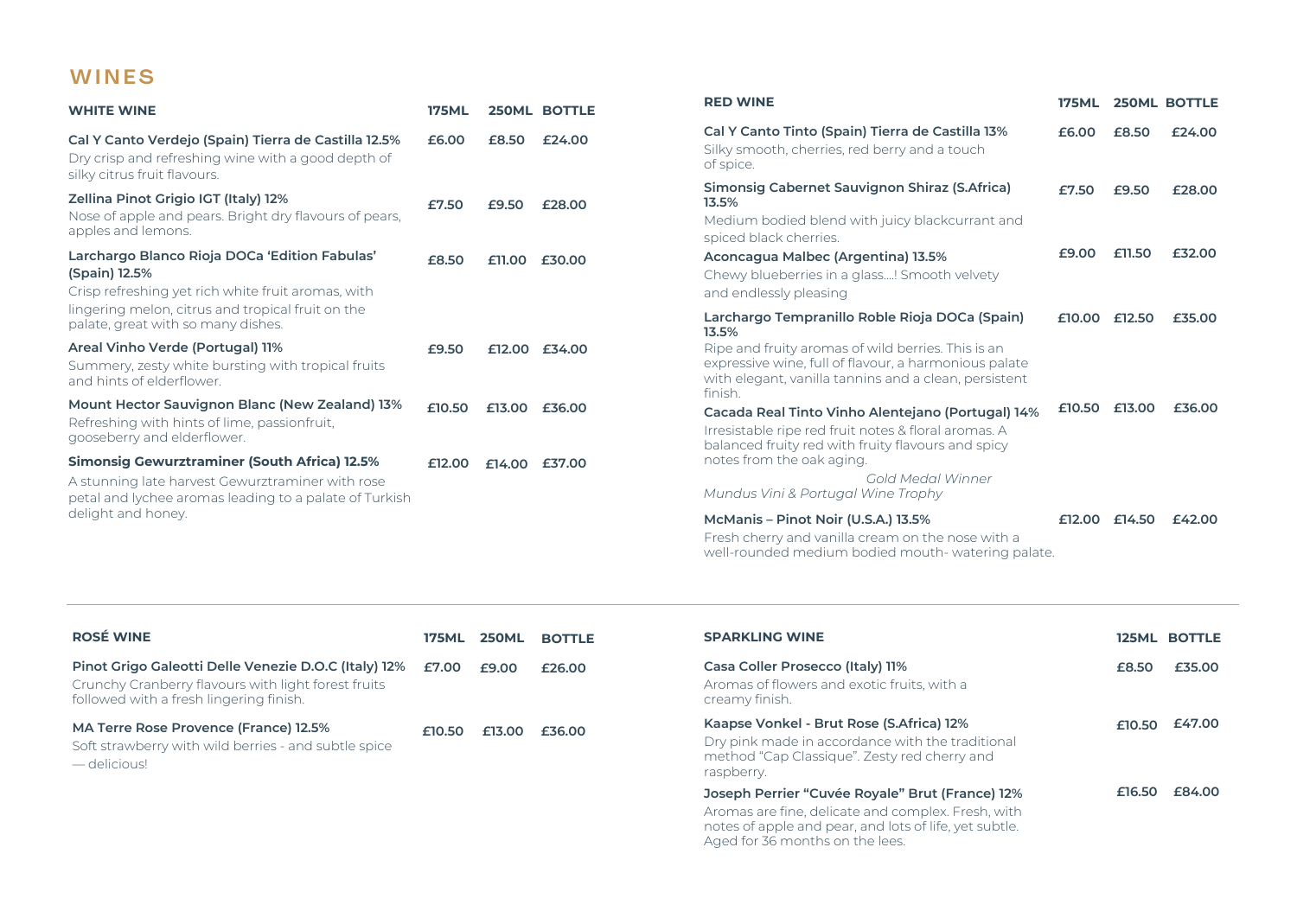# WINES

## WHITE WINE

| WHITE WINE | 175ML | 250ML | BOTTLE |
|---|---|---|---|
| **Cal Y Canto Verdejo (Spain) Tierra de Castilla 12.5%**<br>Dry crisp and refreshing wine with a good depth of silky citrus fruit flavours. | £6.00 | £8.50 | £24.00 |
| **Zellina Pinot Grigio IGT (Italy) 12%**<br>Nose of apple and pears. Bright dry flavours of pears, apples and lemons. | £7.50 | £9.50 | £28.00 |
| **Larchargo Blanco Rioja DOCa 'Edition Fabulas' (Spain) 12.5%**<br>Crisp refreshing yet rich white fruit aromas, with lingering melon, citrus and tropical fruit on the palate, great with so many dishes. | £8.50 | £11.00 | £30.00 |
| **Areal Vinho Verde (Portugal) 11%**<br>Summery, zesty white bursting with tropical fruits and hints of elderflower. | £9.50 | £12.00 | £34.00 |
| **Mount Hector Sauvignon Blanc (New Zealand) 13%**<br>Refreshing with hints of lime, passionfruit, gooseberry and elderflower. | £10.50 | £13.00 | £36.00 |
| **Simonsig Gewurztraminer (South Africa) 12.5%**<br>A stunning late harvest Gewurztraminer with rose petal and lychee aromas leading to a palate of Turkish delight and honey. | £12.00 | £14.00 | £37.00 |

## RED WINE

| RED WINE | 175ML | 250ML | BOTTLE |
|---|---|---|---|
| **Cal Y Canto Tinto (Spain) Tierra de Castilla 13%**<br>Silky smooth, cherries, red berry and a touch of spice. | £6.00 | £8.50 | £24.00 |
| **Simonsig Cabernet Sauvignon Shiraz (S.Africa) 13.5%**<br>Medium bodied blend with juicy blackcurrant and spiced black cherries. | £7.50 | £9.50 | £28.00 |
| **Aconcagua Malbec (Argentina) 13.5%**<br>Chewy blueberries in a glass....! Smooth velvety and endlessly pleasing | £9.00 | £11.50 | £32.00 |
| **Larchargo Tempranillo Roble Rioja DOCa (Spain) 13.5%**<br>Ripe and fruity aromas of wild berries. This is an expressive wine, full of flavour, a harmonious palate with elegant, vanilla tannins and a clean, persistent finish. | £10.00 | £12.50 | £35.00 |
| **Cacada Real Tinto Vinho Alentejano (Portugal) 14%**<br>Irresistable ripe red fruit notes & floral aromas. A balanced fruity red with fruity flavours and spicy notes from the oak aging.<br>*Gold Medal Winner Mundus Vini & Portugal Wine Trophy* | £10.50 | £13.00 | £36.00 |
| **McManis – Pinot Noir (U.S.A.) 13.5%**<br>Fresh cherry and vanilla cream on the nose with a well-rounded medium bodied mouth- watering palate. | £12.00 | £14.50 | £42.00 |

## ROSÉ WINE

| ROSÉ WINE | 175ML | 250ML | BOTTLE |
|---|---|---|---|
| **Pinot Grigo Galeotti Delle Venezie D.O.C (Italy) 12%**<br>Crunchy Cranberry flavours with light forest fruits followed with a fresh lingering finish. | £7.00 | £9.00 | £26.00 |
| **MA Terre Rose Provence (France) 12.5%**<br>Soft strawberry with wild berries - and subtle spice — delicious! | £10.50 | £13.00 | £36.00 |

## SPARKLING WINE

| SPARKLING WINE | 125ML | BOTTLE |
|---|---|---|
| **Casa Coller Prosecco (Italy) 11%**<br>Aromas of flowers and exotic fruits, with a creamy finish. | £8.50 | £35.00 |
| **Kaapse Vonkel - Brut Rose (S.Africa) 12%**<br>Dry pink made in accordance with the traditional method "Cap Classique". Zesty red cherry and raspberry. | £10.50 | £47.00 |
| **Joseph Perrier "Cuvée Royale" Brut (France) 12%**<br>Aromas are fine, delicate and complex. Fresh, with notes of apple and pear, and lots of life, yet subtle. Aged for 36 months on the lees. | £16.50 | £84.00 |